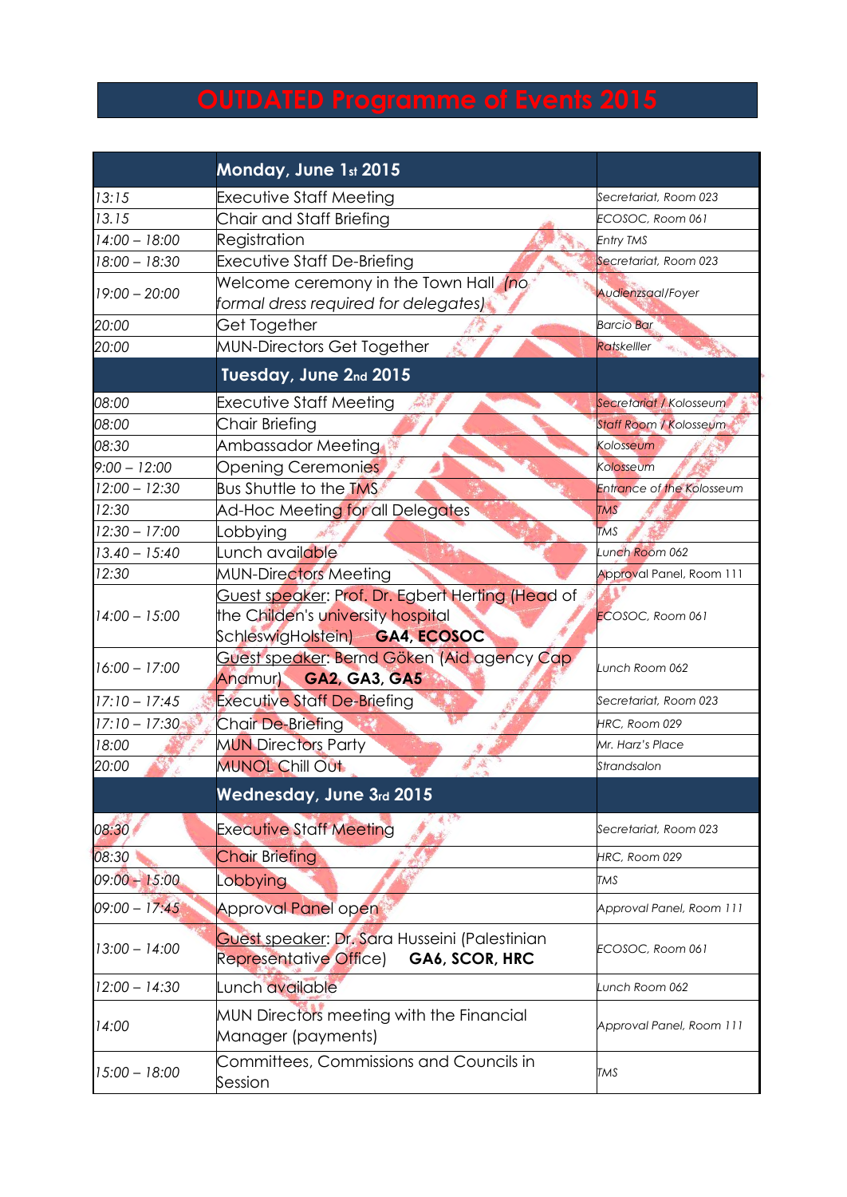# OUTDATED Programme of Events 2015

| | Monday, June 1st 2015 | |
|---|---|---|
| *13:15* | Executive Staff Meeting | *Secretariat, Room 023* |
| *13.15* | Chair and Staff Briefing | *ECOSOC, Room 061* |
| *14:00 – 18:00* | Registration | *Entry TMS* |
| *18:00 – 18:30* | Executive Staff De-Briefing | *Secretariat, Room 023* |
| *19:00 – 20:00* | Welcome ceremony in the Town Hall *(no formal dress required for delegates)* | *Audienzsaal/Foyer* |
| *20:00* | Get Together | *Barcio Bar* |
| *20:00* | MUN-Directors Get Together | *Ratskelller* |
| | **Tuesday, June 2nd 2015** | |
| *08:00* | Executive Staff Meeting | *Secretariat / Kolosseum* |
| *08:00* | Chair Briefing | *Staff Room / Kolosseum* |
| *08:30* | Ambassador Meeting | *Kolosseum* |
| *9:00 – 12:00* | Opening Ceremonies | *Kolosseum* |
| *12:00 – 12:30* | Bus Shuttle to the TMS | *Entrance of the Kolosseum* |
| *12:30* | Ad-Hoc Meeting for all Delegates | *TMS* |
| *12:30 – 17:00* | Lobbying | *TMS* |
| *13.40 – 15:40* | Lunch available | *Lunch Room 062* |
| *12:30* | MUN-Directors Meeting | *Approval Panel, Room 111* |
| *14:00 – 15:00* | Guest speaker: Prof. Dr. Egbert Herting (Head of the Childen's university hospital SchleswigHolstein) **GA4, ECOSOC** | *ECOSOC, Room 061* |
| *16:00 – 17:00* | Guest speaker: Bernd Göken (Aid agency Cap Anamur) **GA2, GA3, GA5** | *Lunch Room 062* |
| *17:10 – 17:45* | Executive Staff De-Briefing | *Secretariat, Room 023* |
| *17:10 – 17:30* | Chair De-Briefing | *HRC, Room 029* |
| *18:00* | MUN Directors Party | *Mr. Harz's Place* |
| *20:00* | MUNOL Chill Out | *Strandsalon* |
| | **Wednesday, June 3rd 2015** | |
| *08:30* | Executive Staff Meeting | *Secretariat, Room 023* |
| *08:30* | Chair Briefing | *HRC, Room 029* |
| *09:00 – 15:00* | Lobbying | *TMS* |
| *09:00 – 17:45* | Approval Panel open | *Approval Panel, Room 111* |
| *13:00 – 14:00* | Guest speaker: Dr. Sara Husseini (Palestinian Representative Office) **GA6, SCOR, HRC** | *ECOSOC, Room 061* |
| *12:00 – 14:30* | Lunch available | *Lunch Room 062* |
| *14:00* | MUN Directors meeting with the Financial Manager (payments) | *Approval Panel, Room 111* |
| *15:00 – 18:00* | Committees, Commissions and Councils in Session | *TMS* |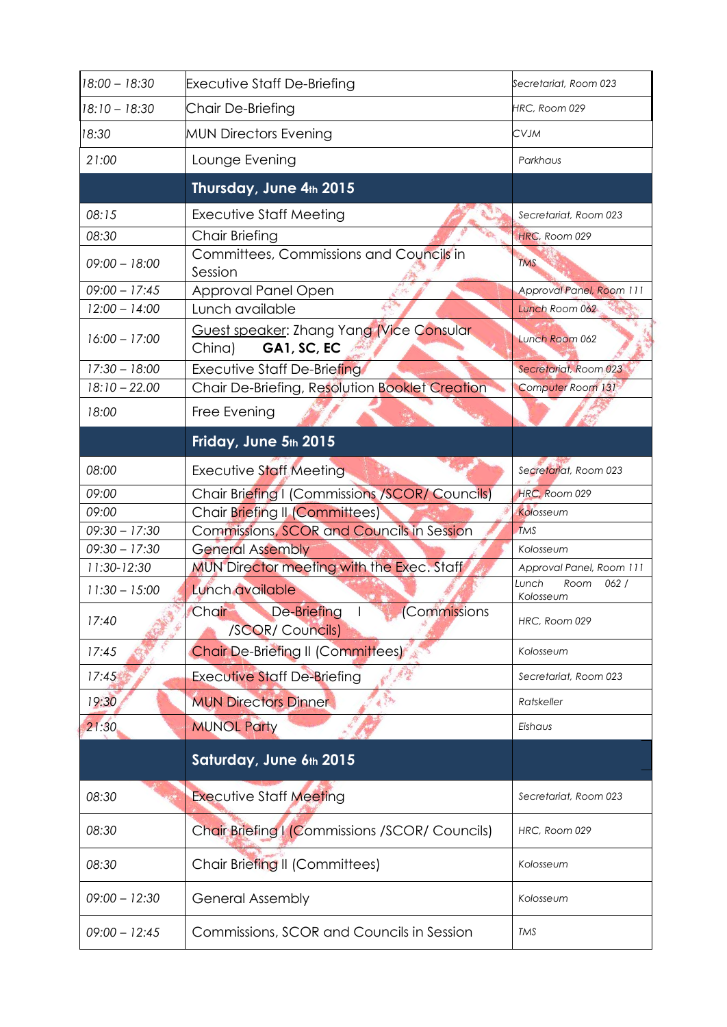| | | |
|---|---|---|
| *18:00 – 18:30* | Executive Staff De-Briefing | *Secretariat, Room 023* |
| *18:10 – 18:30* | Chair De-Briefing | *HRC, Room 029* |
| *18:30* | MUN Directors Evening | *CVJM* |
| *21:00* | Lounge Evening | *Parkhaus* |
| | **Thursday, June 4th 2015** | |
| *08:15* | Executive Staff Meeting | *Secretariat, Room 023* |
| *08:30* | Chair Briefing | *HRC, Room 029* |
| *09:00 – 18:00* | Committees, Commissions and Councils in Session | *TMS* |
| *09:00 – 17:45* | Approval Panel Open | *Approval Panel, Room 111* |
| *12:00 – 14:00* | Lunch available | *Lunch Room 062* |
| *16:00 – 17:00* | Guest speaker: Zhang Yang (Vice Consular China) **GA1, SC, EC** | *Lunch Room 062* |
| *17:30 – 18:00* | Executive Staff De-Briefing | *Secretariat, Room 023* |
| *18:10 – 22.00* | Chair De-Briefing, Resolution Booklet Creation | *Computer Room 131* |
| *18:00* | Free Evening | |
| | **Friday, June 5th 2015** | |
| *08:00* | Executive Staff Meeting | *Secretariat, Room 023* |
| *09:00* | Chair Briefing I (Commissions /SCOR/ Councils) | *HRC, Room 029* |
| *09:00* | Chair Briefing II (Committees) | *Kolosseum* |
| *09:30 – 17:30* | Commissions, SCOR and Councils in Session | *TMS* |
| *09:30 – 17:30* | General Assembly | *Kolosseum* |
| *11:30-12:30* | MUN Director meeting with the Exec. Staff | *Approval Panel, Room 111* |
| *11:30 – 15:00* | Lunch available | *Lunch Room 062 / Kolosseum* |
| *17:40* | Chair De-Briefing I (Commissions /SCOR/ Councils) | *HRC, Room 029* |
| *17:45* | Chair De-Briefing II (Committees) | *Kolosseum* |
| *17:45* | Executive Staff De-Briefing | *Secretariat, Room 023* |
| *19:30* | MUN Directors Dinner | *Ratskeller* |
| *21:30* | MUNOL Party | *Eishaus* |
| | **Saturday, June 6th 2015** | |
| *08:30* | Executive Staff Meeting | *Secretariat, Room 023* |
| *08:30* | Chair Briefing I (Commissions /SCOR/ Councils) | *HRC, Room 029* |
| *08:30* | Chair Briefing II (Committees) | *Kolosseum* |
| *09:00 – 12:30* | General Assembly | *Kolosseum* |
| *09:00 – 12:45* | Commissions, SCOR and Councils in Session | *TMS* |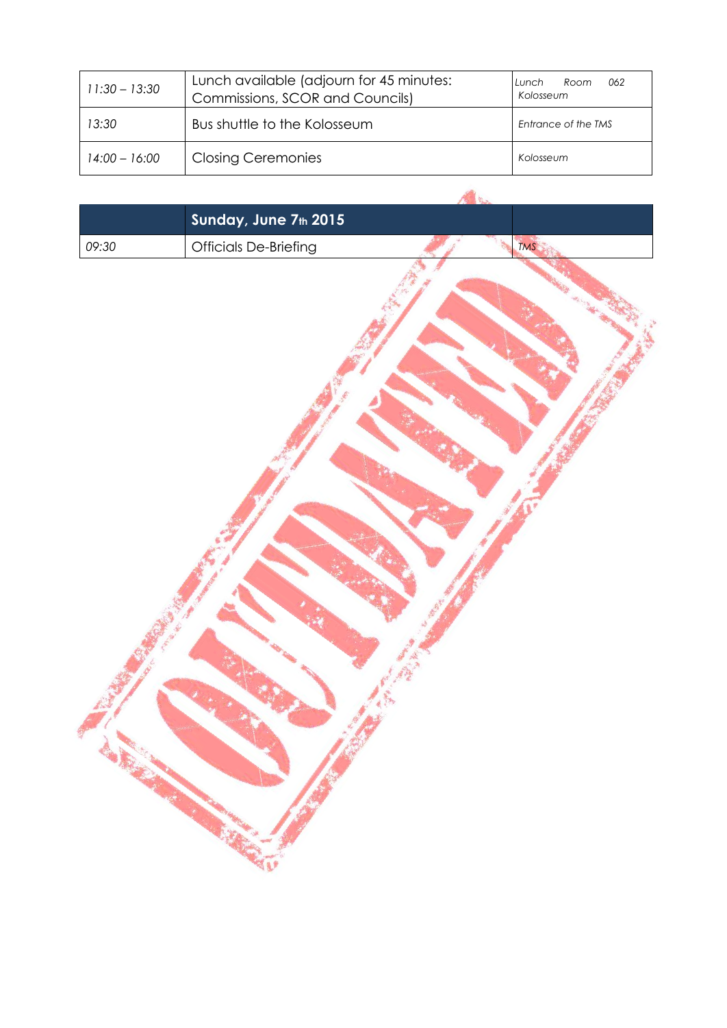| | | |
|---|---|---|
| *11:30 – 13:30* | Lunch available (adjourn for 45 minutes: Commissions, SCOR and Councils) | *Lunch Room 062 Kolosseum* |
| *13:30* | Bus shuttle to the Kolosseum | *Entrance of the TMS* |
| *14:00 – 16:00* | Closing Ceremonies | *Kolosseum* |

| | **Sunday, June 7th 2015** | |
|---|---|---|
| *09:30* | Officials De-Briefing | *TMS* |

OUTDATED